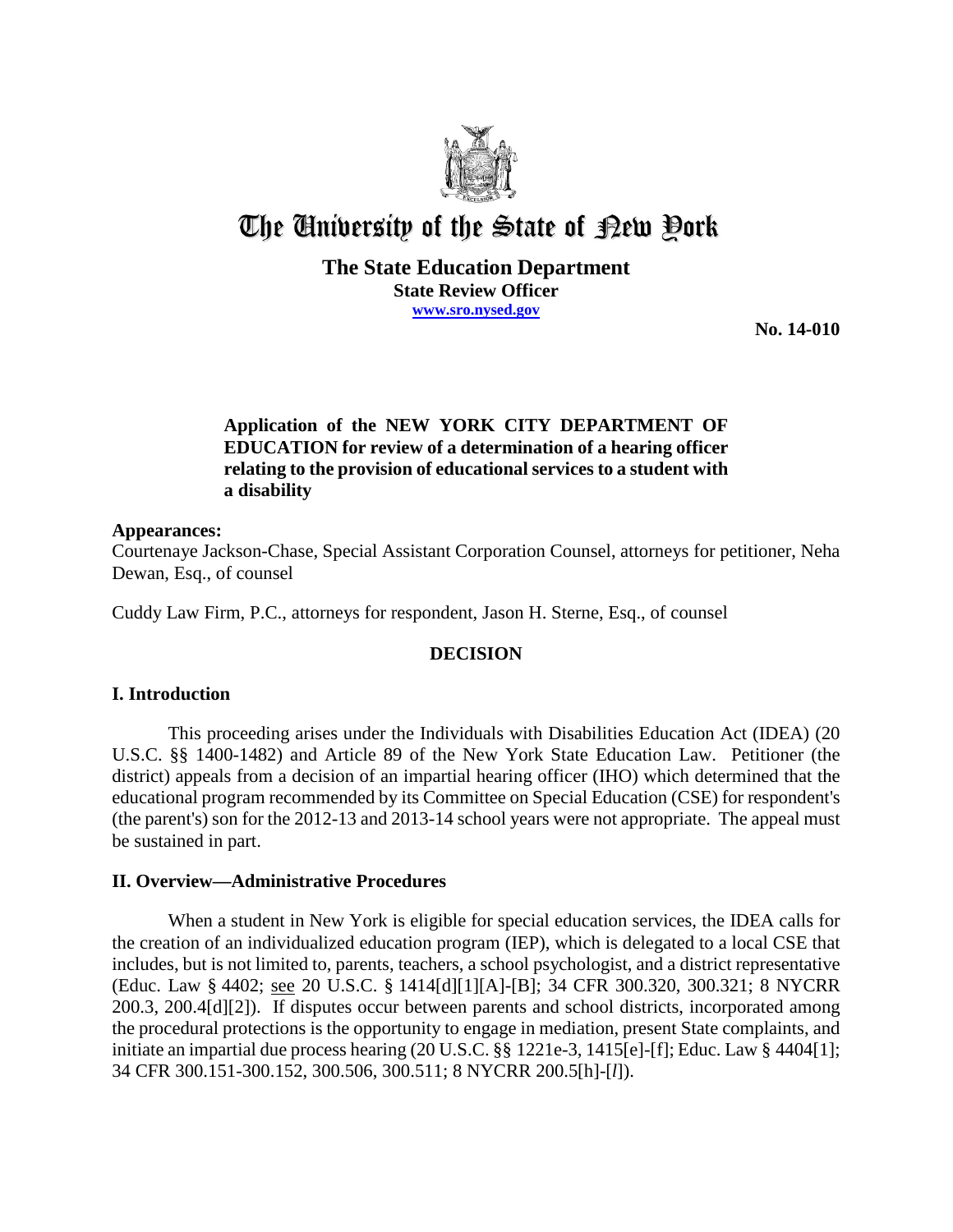# The University of the State of New York

**The State Education Department**
**State Review Officer**
**www.sro.nysed.gov**

**No. 14-010**

**Application of the NEW YORK CITY DEPARTMENT OF EDUCATION for review of a determination of a hearing officer relating to the provision of educational services to a student with a disability**

**Appearances:**

Courtenaye Jackson-Chase, Special Assistant Corporation Counsel, attorneys for petitioner, Neha Dewan, Esq., of counsel

Cuddy Law Firm, P.C., attorneys for respondent, Jason H. Sterne, Esq., of counsel

## DECISION

## I. Introduction

This proceeding arises under the Individuals with Disabilities Education Act (IDEA) (20 U.S.C. §§ 1400-1482) and Article 89 of the New York State Education Law. Petitioner (the district) appeals from a decision of an impartial hearing officer (IHO) which determined that the educational program recommended by its Committee on Special Education (CSE) for respondent's (the parent's) son for the 2012-13 and 2013-14 school years were not appropriate. The appeal must be sustained in part.

## II. Overview—Administrative Procedures

When a student in New York is eligible for special education services, the IDEA calls for the creation of an individualized education program (IEP), which is delegated to a local CSE that includes, but is not limited to, parents, teachers, a school psychologist, and a district representative (Educ. Law § 4402; see 20 U.S.C. § 1414[d][1][A]-[B]; 34 CFR 300.320, 300.321; 8 NYCRR 200.3, 200.4[d][2]). If disputes occur between parents and school districts, incorporated among the procedural protections is the opportunity to engage in mediation, present State complaints, and initiate an impartial due process hearing (20 U.S.C. §§ 1221e-3, 1415[e]-[f]; Educ. Law § 4404[1]; 34 CFR 300.151-300.152, 300.506, 300.511; 8 NYCRR 200.5[h]-[*l*]).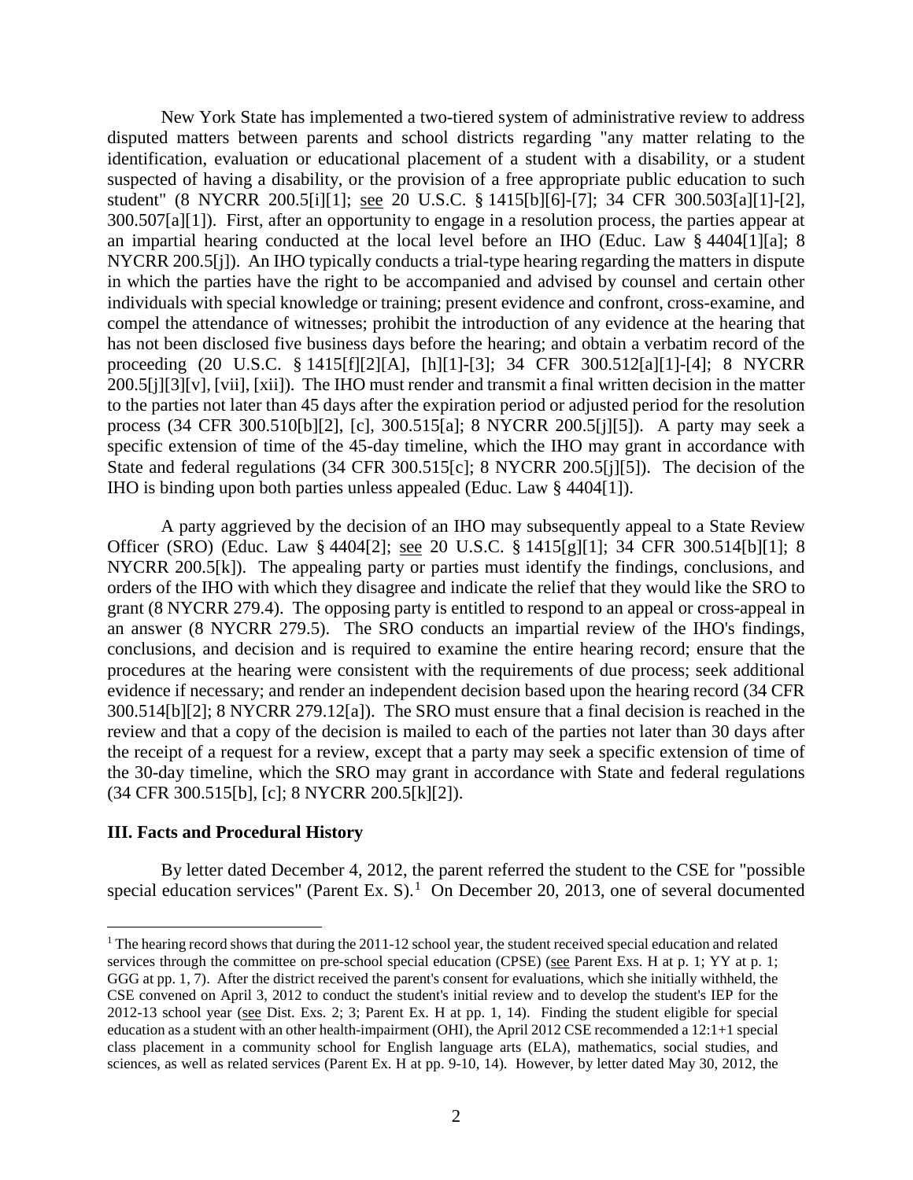New York State has implemented a two-tiered system of administrative review to address disputed matters between parents and school districts regarding "any matter relating to the identification, evaluation or educational placement of a student with a disability, or a student suspected of having a disability, or the provision of a free appropriate public education to such student" (8 NYCRR 200.5[i][1]; see 20 U.S.C. § 1415[b][6]-[7]; 34 CFR 300.503[a][1]-[2], 300.507[a][1]). First, after an opportunity to engage in a resolution process, the parties appear at an impartial hearing conducted at the local level before an IHO (Educ. Law § 4404[1][a]; 8 NYCRR 200.5[j]). An IHO typically conducts a trial-type hearing regarding the matters in dispute in which the parties have the right to be accompanied and advised by counsel and certain other individuals with special knowledge or training; present evidence and confront, cross-examine, and compel the attendance of witnesses; prohibit the introduction of any evidence at the hearing that has not been disclosed five business days before the hearing; and obtain a verbatim record of the proceeding (20 U.S.C. § 1415[f][2][A], [h][1]-[3]; 34 CFR 300.512[a][1]-[4]; 8 NYCRR 200.5[j][3][v], [vii], [xii]). The IHO must render and transmit a final written decision in the matter to the parties not later than 45 days after the expiration period or adjusted period for the resolution process (34 CFR 300.510[b][2], [c], 300.515[a]; 8 NYCRR 200.5[j][5]). A party may seek a specific extension of time of the 45-day timeline, which the IHO may grant in accordance with State and federal regulations (34 CFR 300.515[c]; 8 NYCRR 200.5[j][5]). The decision of the IHO is binding upon both parties unless appealed (Educ. Law § 4404[1]).

A party aggrieved by the decision of an IHO may subsequently appeal to a State Review Officer (SRO) (Educ. Law § 4404[2]; see 20 U.S.C. § 1415[g][1]; 34 CFR 300.514[b][1]; 8 NYCRR 200.5[k]). The appealing party or parties must identify the findings, conclusions, and orders of the IHO with which they disagree and indicate the relief that they would like the SRO to grant (8 NYCRR 279.4). The opposing party is entitled to respond to an appeal or cross-appeal in an answer (8 NYCRR 279.5). The SRO conducts an impartial review of the IHO's findings, conclusions, and decision and is required to examine the entire hearing record; ensure that the procedures at the hearing were consistent with the requirements of due process; seek additional evidence if necessary; and render an independent decision based upon the hearing record (34 CFR 300.514[b][2]; 8 NYCRR 279.12[a]). The SRO must ensure that a final decision is reached in the review and that a copy of the decision is mailed to each of the parties not later than 30 days after the receipt of a request for a review, except that a party may seek a specific extension of time of the 30-day timeline, which the SRO may grant in accordance with State and federal regulations (34 CFR 300.515[b], [c]; 8 NYCRR 200.5[k][2]).

### III. Facts and Procedural History

By letter dated December 4, 2012, the parent referred the student to the CSE for "possible special education services" (Parent Ex. S).[1] On December 20, 2013, one of several documented

[1] The hearing record shows that during the 2011-12 school year, the student received special education and related services through the committee on pre-school special education (CPSE) (see Parent Exs. H at p. 1; YY at p. 1; GGG at pp. 1, 7). After the district received the parent's consent for evaluations, which she initially withheld, the CSE convened on April 3, 2012 to conduct the student's initial review and to develop the student's IEP for the 2012-13 school year (see Dist. Exs. 2; 3; Parent Ex. H at pp. 1, 14). Finding the student eligible for special education as a student with an other health-impairment (OHI), the April 2012 CSE recommended a 12:1+1 special class placement in a community school for English language arts (ELA), mathematics, social studies, and sciences, as well as related services (Parent Ex. H at pp. 9-10, 14). However, by letter dated May 30, 2012, the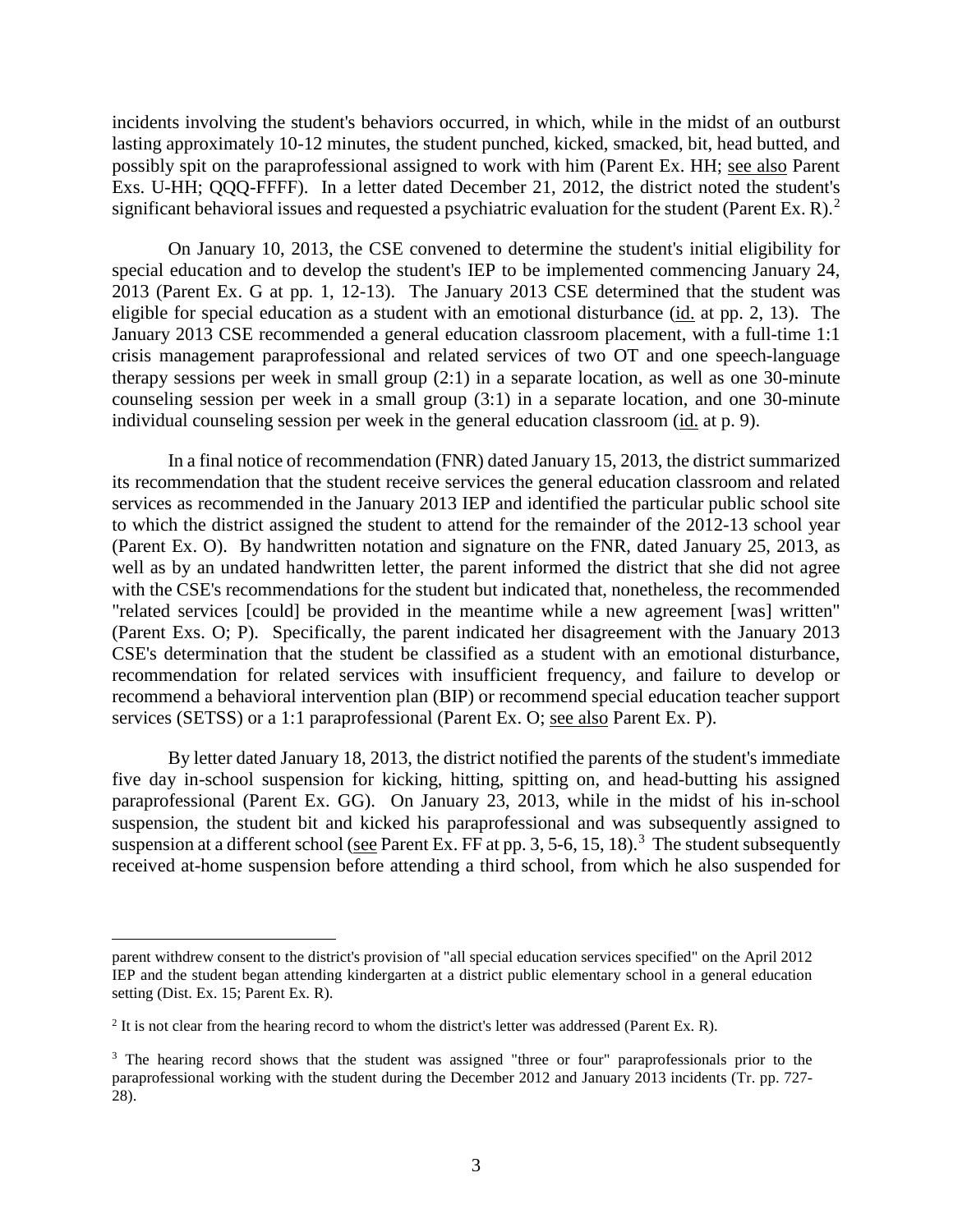incidents involving the student's behaviors occurred, in which, while in the midst of an outburst lasting approximately 10-12 minutes, the student punched, kicked, smacked, bit, head butted, and possibly spit on the paraprofessional assigned to work with him (Parent Ex. HH; see also Parent Exs. U-HH; QQQ-FFFF). In a letter dated December 21, 2012, the district noted the student's significant behavioral issues and requested a psychiatric evaluation for the student (Parent Ex. R).[2]

On January 10, 2013, the CSE convened to determine the student's initial eligibility for special education and to develop the student's IEP to be implemented commencing January 24, 2013 (Parent Ex. G at pp. 1, 12-13). The January 2013 CSE determined that the student was eligible for special education as a student with an emotional disturbance (id. at pp. 2, 13). The January 2013 CSE recommended a general education classroom placement, with a full-time 1:1 crisis management paraprofessional and related services of two OT and one speech-language therapy sessions per week in small group (2:1) in a separate location, as well as one 30-minute counseling session per week in a small group (3:1) in a separate location, and one 30-minute individual counseling session per week in the general education classroom (id. at p. 9).

In a final notice of recommendation (FNR) dated January 15, 2013, the district summarized its recommendation that the student receive services the general education classroom and related services as recommended in the January 2013 IEP and identified the particular public school site to which the district assigned the student to attend for the remainder of the 2012-13 school year (Parent Ex. O). By handwritten notation and signature on the FNR, dated January 25, 2013, as well as by an undated handwritten letter, the parent informed the district that she did not agree with the CSE's recommendations for the student but indicated that, nonetheless, the recommended "related services [could] be provided in the meantime while a new agreement [was] written" (Parent Exs. O; P). Specifically, the parent indicated her disagreement with the January 2013 CSE's determination that the student be classified as a student with an emotional disturbance, recommendation for related services with insufficient frequency, and failure to develop or recommend a behavioral intervention plan (BIP) or recommend special education teacher support services (SETSS) or a 1:1 paraprofessional (Parent Ex. O; see also Parent Ex. P).

By letter dated January 18, 2013, the district notified the parents of the student's immediate five day in-school suspension for kicking, hitting, spitting on, and head-butting his assigned paraprofessional (Parent Ex. GG). On January 23, 2013, while in the midst of his in-school suspension, the student bit and kicked his paraprofessional and was subsequently assigned to suspension at a different school (see Parent Ex. FF at pp. 3, 5-6, 15, 18).[3] The student subsequently received at-home suspension before attending a third school, from which he also suspended for

---

parent withdrew consent to the district's provision of "all special education services specified" on the April 2012 IEP and the student began attending kindergarten at a district public elementary school in a general education setting (Dist. Ex. 15; Parent Ex. R).

[2] It is not clear from the hearing record to whom the district's letter was addressed (Parent Ex. R).

[3] The hearing record shows that the student was assigned "three or four" paraprofessionals prior to the paraprofessional working with the student during the December 2012 and January 2013 incidents (Tr. pp. 727-28).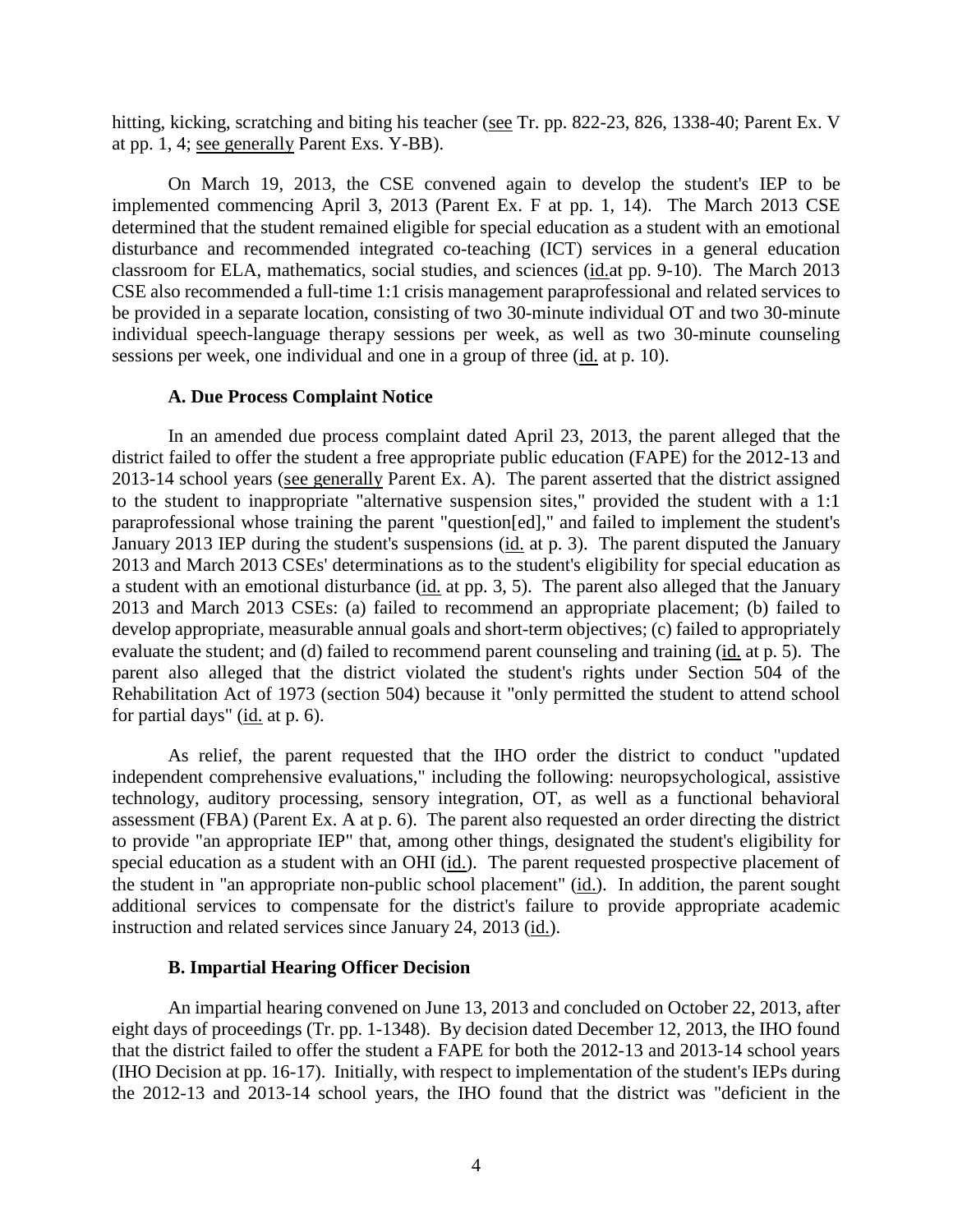hitting, kicking, scratching and biting his teacher (see Tr. pp. 822-23, 826, 1338-40; Parent Ex. V at pp. 1, 4; see generally Parent Exs. Y-BB).

On March 19, 2013, the CSE convened again to develop the student's IEP to be implemented commencing April 3, 2013 (Parent Ex. F at pp. 1, 14). The March 2013 CSE determined that the student remained eligible for special education as a student with an emotional disturbance and recommended integrated co-teaching (ICT) services in a general education classroom for ELA, mathematics, social studies, and sciences (id.at pp. 9-10). The March 2013 CSE also recommended a full-time 1:1 crisis management paraprofessional and related services to be provided in a separate location, consisting of two 30-minute individual OT and two 30-minute individual speech-language therapy sessions per week, as well as two 30-minute counseling sessions per week, one individual and one in a group of three (id. at p. 10).

### A. Due Process Complaint Notice

In an amended due process complaint dated April 23, 2013, the parent alleged that the district failed to offer the student a free appropriate public education (FAPE) for the 2012-13 and 2013-14 school years (see generally Parent Ex. A). The parent asserted that the district assigned to the student to inappropriate "alternative suspension sites," provided the student with a 1:1 paraprofessional whose training the parent "question[ed]," and failed to implement the student's January 2013 IEP during the student's suspensions (id. at p. 3). The parent disputed the January 2013 and March 2013 CSEs' determinations as to the student's eligibility for special education as a student with an emotional disturbance (id. at pp. 3, 5). The parent also alleged that the January 2013 and March 2013 CSEs: (a) failed to recommend an appropriate placement; (b) failed to develop appropriate, measurable annual goals and short-term objectives; (c) failed to appropriately evaluate the student; and (d) failed to recommend parent counseling and training (id. at p. 5). The parent also alleged that the district violated the student's rights under Section 504 of the Rehabilitation Act of 1973 (section 504) because it "only permitted the student to attend school for partial days" (id. at p. 6).

As relief, the parent requested that the IHO order the district to conduct "updated independent comprehensive evaluations," including the following: neuropsychological, assistive technology, auditory processing, sensory integration, OT, as well as a functional behavioral assessment (FBA) (Parent Ex. A at p. 6). The parent also requested an order directing the district to provide "an appropriate IEP" that, among other things, designated the student's eligibility for special education as a student with an OHI (id.). The parent requested prospective placement of the student in "an appropriate non-public school placement" (id.). In addition, the parent sought additional services to compensate for the district's failure to provide appropriate academic instruction and related services since January 24, 2013 (id.).

### B. Impartial Hearing Officer Decision

An impartial hearing convened on June 13, 2013 and concluded on October 22, 2013, after eight days of proceedings (Tr. pp. 1-1348). By decision dated December 12, 2013, the IHO found that the district failed to offer the student a FAPE for both the 2012-13 and 2013-14 school years (IHO Decision at pp. 16-17). Initially, with respect to implementation of the student's IEPs during the 2012-13 and 2013-14 school years, the IHO found that the district was "deficient in the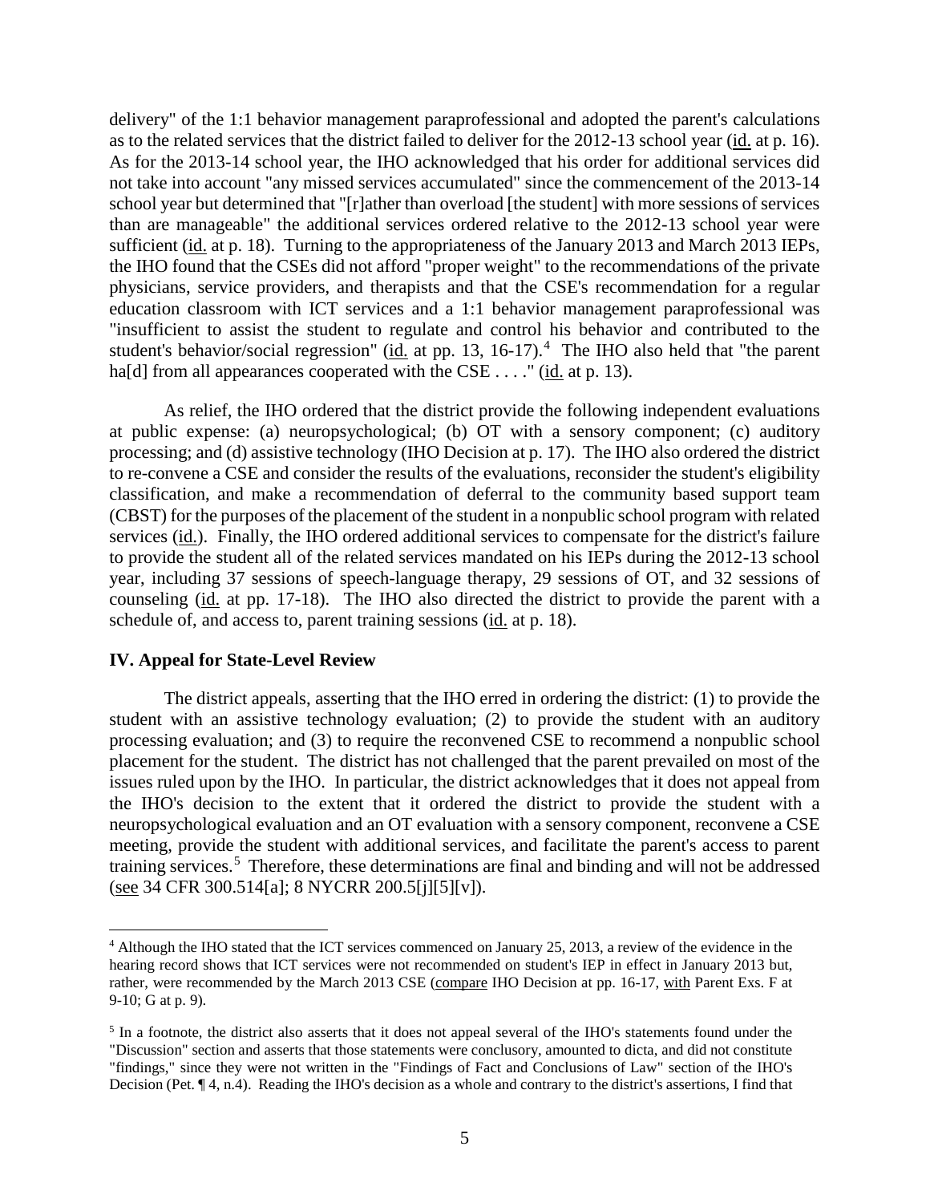delivery" of the 1:1 behavior management paraprofessional and adopted the parent's calculations as to the related services that the district failed to deliver for the 2012-13 school year (id. at p. 16). As for the 2013-14 school year, the IHO acknowledged that his order for additional services did not take into account "any missed services accumulated" since the commencement of the 2013-14 school year but determined that "[r]ather than overload [the student] with more sessions of services than are manageable" the additional services ordered relative to the 2012-13 school year were sufficient (id. at p. 18). Turning to the appropriateness of the January 2013 and March 2013 IEPs, the IHO found that the CSEs did not afford "proper weight" to the recommendations of the private physicians, service providers, and therapists and that the CSE's recommendation for a regular education classroom with ICT services and a 1:1 behavior management paraprofessional was "insufficient to assist the student to regulate and control his behavior and contributed to the student's behavior/social regression" (id. at pp. 13, 16-17).[4] The IHO also held that "the parent ha[d] from all appearances cooperated with the CSE . . . ." (id. at p. 13).

As relief, the IHO ordered that the district provide the following independent evaluations at public expense: (a) neuropsychological; (b) OT with a sensory component; (c) auditory processing; and (d) assistive technology (IHO Decision at p. 17). The IHO also ordered the district to re-convene a CSE and consider the results of the evaluations, reconsider the student's eligibility classification, and make a recommendation of deferral to the community based support team (CBST) for the purposes of the placement of the student in a nonpublic school program with related services (id.). Finally, the IHO ordered additional services to compensate for the district's failure to provide the student all of the related services mandated on his IEPs during the 2012-13 school year, including 37 sessions of speech-language therapy, 29 sessions of OT, and 32 sessions of counseling (id. at pp. 17-18). The IHO also directed the district to provide the parent with a schedule of, and access to, parent training sessions (id. at p. 18).

## IV. Appeal for State-Level Review

The district appeals, asserting that the IHO erred in ordering the district: (1) to provide the student with an assistive technology evaluation; (2) to provide the student with an auditory processing evaluation; and (3) to require the reconvened CSE to recommend a nonpublic school placement for the student. The district has not challenged that the parent prevailed on most of the issues ruled upon by the IHO. In particular, the district acknowledges that it does not appeal from the IHO's decision to the extent that it ordered the district to provide the student with a neuropsychological evaluation and an OT evaluation with a sensory component, reconvene a CSE meeting, provide the student with additional services, and facilitate the parent's access to parent training services.[5] Therefore, these determinations are final and binding and will not be addressed (see 34 CFR 300.514[a]; 8 NYCRR 200.5[j][5][v]).

---

[4] Although the IHO stated that the ICT services commenced on January 25, 2013, a review of the evidence in the hearing record shows that ICT services were not recommended on student's IEP in effect in January 2013 but, rather, were recommended by the March 2013 CSE (compare IHO Decision at pp. 16-17, with Parent Exs. F at 9-10; G at p. 9).

[5] In a footnote, the district also asserts that it does not appeal several of the IHO's statements found under the "Discussion" section and asserts that those statements were conclusory, amounted to dicta, and did not constitute "findings," since they were not written in the "Findings of Fact and Conclusions of Law" section of the IHO's Decision (Pet. ¶ 4, n.4). Reading the IHO's decision as a whole and contrary to the district's assertions, I find that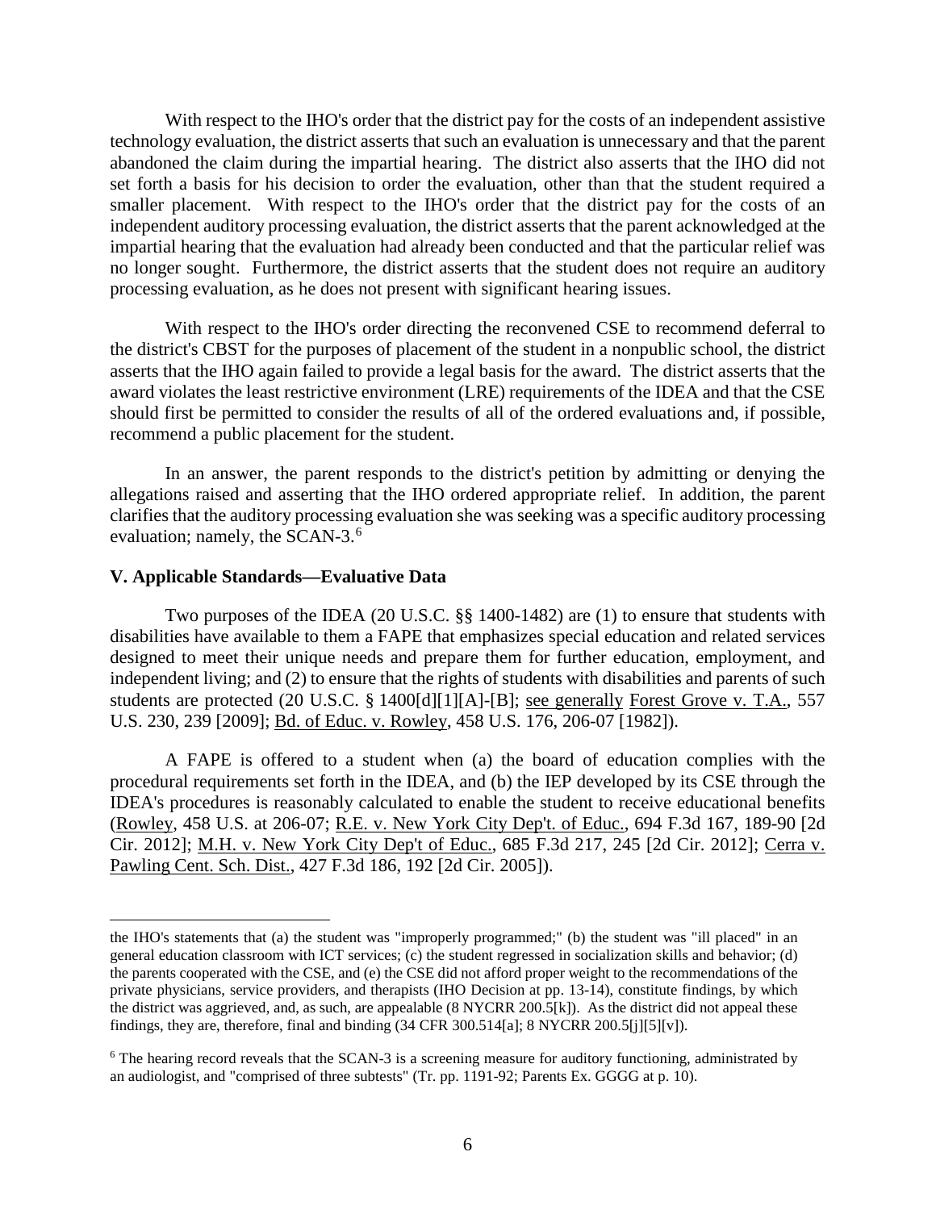With respect to the IHO's order that the district pay for the costs of an independent assistive technology evaluation, the district asserts that such an evaluation is unnecessary and that the parent abandoned the claim during the impartial hearing. The district also asserts that the IHO did not set forth a basis for his decision to order the evaluation, other than that the student required a smaller placement. With respect to the IHO's order that the district pay for the costs of an independent auditory processing evaluation, the district asserts that the parent acknowledged at the impartial hearing that the evaluation had already been conducted and that the particular relief was no longer sought. Furthermore, the district asserts that the student does not require an auditory processing evaluation, as he does not present with significant hearing issues.

With respect to the IHO's order directing the reconvened CSE to recommend deferral to the district's CBST for the purposes of placement of the student in a nonpublic school, the district asserts that the IHO again failed to provide a legal basis for the award. The district asserts that the award violates the least restrictive environment (LRE) requirements of the IDEA and that the CSE should first be permitted to consider the results of all of the ordered evaluations and, if possible, recommend a public placement for the student.

In an answer, the parent responds to the district's petition by admitting or denying the allegations raised and asserting that the IHO ordered appropriate relief. In addition, the parent clarifies that the auditory processing evaluation she was seeking was a specific auditory processing evaluation; namely, the SCAN-3.[6]

## V. Applicable Standards—Evaluative Data

Two purposes of the IDEA (20 U.S.C. §§ 1400-1482) are (1) to ensure that students with disabilities have available to them a FAPE that emphasizes special education and related services designed to meet their unique needs and prepare them for further education, employment, and independent living; and (2) to ensure that the rights of students with disabilities and parents of such students are protected (20 U.S.C. § 1400[d][1][A]-[B]; see generally Forest Grove v. T.A., 557 U.S. 230, 239 [2009]; Bd. of Educ. v. Rowley, 458 U.S. 176, 206-07 [1982]).

A FAPE is offered to a student when (a) the board of education complies with the procedural requirements set forth in the IDEA, and (b) the IEP developed by its CSE through the IDEA's procedures is reasonably calculated to enable the student to receive educational benefits (Rowley, 458 U.S. at 206-07; R.E. v. New York City Dep't. of Educ., 694 F.3d 167, 189-90 [2d Cir. 2012]; M.H. v. New York City Dep't of Educ., 685 F.3d 217, 245 [2d Cir. 2012]; Cerra v. Pawling Cent. Sch. Dist., 427 F.3d 186, 192 [2d Cir. 2005]).

---

the IHO's statements that (a) the student was "improperly programmed;" (b) the student was "ill placed" in an general education classroom with ICT services; (c) the student regressed in socialization skills and behavior; (d) the parents cooperated with the CSE, and (e) the CSE did not afford proper weight to the recommendations of the private physicians, service providers, and therapists (IHO Decision at pp. 13-14), constitute findings, by which the district was aggrieved, and, as such, are appealable (8 NYCRR 200.5[k]). As the district did not appeal these findings, they are, therefore, final and binding (34 CFR 300.514[a]; 8 NYCRR 200.5[j][5][v]).

[6] The hearing record reveals that the SCAN-3 is a screening measure for auditory functioning, administrated by an audiologist, and "comprised of three subtests" (Tr. pp. 1191-92; Parents Ex. GGGG at p. 10).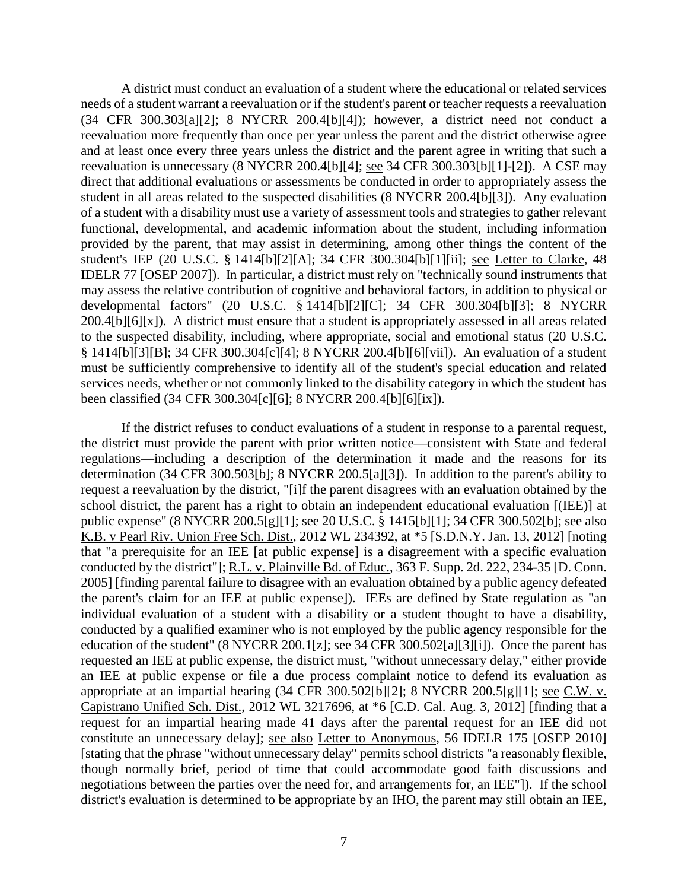A district must conduct an evaluation of a student where the educational or related services needs of a student warrant a reevaluation or if the student's parent or teacher requests a reevaluation (34 CFR 300.303[a][2]; 8 NYCRR 200.4[b][4]); however, a district need not conduct a reevaluation more frequently than once per year unless the parent and the district otherwise agree and at least once every three years unless the district and the parent agree in writing that such a reevaluation is unnecessary (8 NYCRR 200.4[b][4]; see 34 CFR 300.303[b][1]-[2]). A CSE may direct that additional evaluations or assessments be conducted in order to appropriately assess the student in all areas related to the suspected disabilities (8 NYCRR 200.4[b][3]). Any evaluation of a student with a disability must use a variety of assessment tools and strategies to gather relevant functional, developmental, and academic information about the student, including information provided by the parent, that may assist in determining, among other things the content of the student's IEP (20 U.S.C. § 1414[b][2][A]; 34 CFR 300.304[b][1][ii]; see Letter to Clarke, 48 IDELR 77 [OSEP 2007]). In particular, a district must rely on "technically sound instruments that may assess the relative contribution of cognitive and behavioral factors, in addition to physical or developmental factors" (20 U.S.C. § 1414[b][2][C]; 34 CFR 300.304[b][3]; 8 NYCRR 200.4[b][6][x]). A district must ensure that a student is appropriately assessed in all areas related to the suspected disability, including, where appropriate, social and emotional status (20 U.S.C. § 1414[b][3][B]; 34 CFR 300.304[c][4]; 8 NYCRR 200.4[b][6][vii]). An evaluation of a student must be sufficiently comprehensive to identify all of the student's special education and related services needs, whether or not commonly linked to the disability category in which the student has been classified (34 CFR 300.304[c][6]; 8 NYCRR 200.4[b][6][ix]).

If the district refuses to conduct evaluations of a student in response to a parental request, the district must provide the parent with prior written notice—consistent with State and federal regulations—including a description of the determination it made and the reasons for its determination (34 CFR 300.503[b]; 8 NYCRR 200.5[a][3]). In addition to the parent's ability to request a reevaluation by the district, "[i]f the parent disagrees with an evaluation obtained by the school district, the parent has a right to obtain an independent educational evaluation [(IEE)] at public expense" (8 NYCRR 200.5[g][1]; see 20 U.S.C. § 1415[b][1]; 34 CFR 300.502[b]; see also K.B. v Pearl Riv. Union Free Sch. Dist., 2012 WL 234392, at *5 [S.D.N.Y. Jan. 13, 2012] [noting that "a prerequisite for an IEE [at public expense] is a disagreement with a specific evaluation conducted by the district"]; R.L. v. Plainville Bd. of Educ., 363 F. Supp. 2d. 222, 234-35 [D. Conn. 2005] [finding parental failure to disagree with an evaluation obtained by a public agency defeated the parent's claim for an IEE at public expense]). IEEs are defined by State regulation as "an individual evaluation of a student with a disability or a student thought to have a disability, conducted by a qualified examiner who is not employed by the public agency responsible for the education of the student" (8 NYCRR 200.1[z]; see 34 CFR 300.502[a][3][i]). Once the parent has requested an IEE at public expense, the district must, "without unnecessary delay," either provide an IEE at public expense or file a due process complaint notice to defend its evaluation as appropriate at an impartial hearing (34 CFR 300.502[b][2]; 8 NYCRR 200.5[g][1]; see C.W. v. Capistrano Unified Sch. Dist., 2012 WL 3217696, at *6 [C.D. Cal. Aug. 3, 2012] [finding that a request for an impartial hearing made 41 days after the parental request for an IEE did not constitute an unnecessary delay]; see also Letter to Anonymous, 56 IDELR 175 [OSEP 2010] [stating that the phrase "without unnecessary delay" permits school districts "a reasonably flexible, though normally brief, period of time that could accommodate good faith discussions and negotiations between the parties over the need for, and arrangements for, an IEE"]). If the school district's evaluation is determined to be appropriate by an IHO, the parent may still obtain an IEE,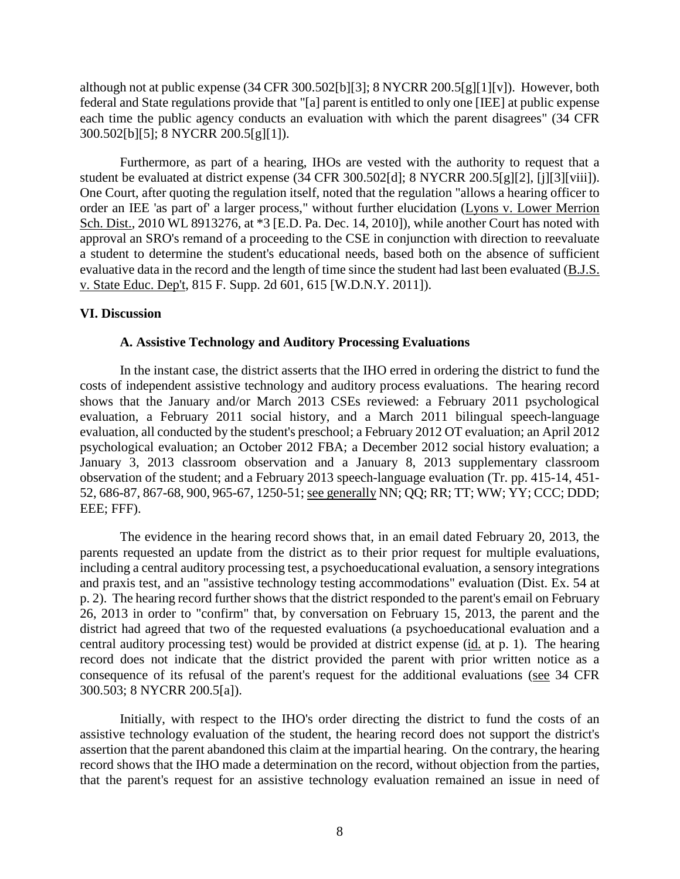although not at public expense (34 CFR 300.502[b][3]; 8 NYCRR 200.5[g][1][v]). However, both federal and State regulations provide that "[a] parent is entitled to only one [IEE] at public expense each time the public agency conducts an evaluation with which the parent disagrees" (34 CFR 300.502[b][5]; 8 NYCRR 200.5[g][1]).

Furthermore, as part of a hearing, IHOs are vested with the authority to request that a student be evaluated at district expense (34 CFR 300.502[d]; 8 NYCRR 200.5[g][2], [j][3][viii]). One Court, after quoting the regulation itself, noted that the regulation "allows a hearing officer to order an IEE 'as part of' a larger process," without further elucidation (Lyons v. Lower Merrion Sch. Dist., 2010 WL 8913276, at *3 [E.D. Pa. Dec. 14, 2010]), while another Court has noted with approval an SRO's remand of a proceeding to the CSE in conjunction with direction to reevaluate a student to determine the student's educational needs, based both on the absence of sufficient evaluative data in the record and the length of time since the student had last been evaluated (B.J.S. v. State Educ. Dep't, 815 F. Supp. 2d 601, 615 [W.D.N.Y. 2011]).

## VI. Discussion

### A. Assistive Technology and Auditory Processing Evaluations

In the instant case, the district asserts that the IHO erred in ordering the district to fund the costs of independent assistive technology and auditory process evaluations. The hearing record shows that the January and/or March 2013 CSEs reviewed: a February 2011 psychological evaluation, a February 2011 social history, and a March 2011 bilingual speech-language evaluation, all conducted by the student's preschool; a February 2012 OT evaluation; an April 2012 psychological evaluation; an October 2012 FBA; a December 2012 social history evaluation; a January 3, 2013 classroom observation and a January 8, 2013 supplementary classroom observation of the student; and a February 2013 speech-language evaluation (Tr. pp. 415-14, 451-52, 686-87, 867-68, 900, 965-67, 1250-51; see generally NN; QQ; RR; TT; WW; YY; CCC; DDD; EEE; FFF).

The evidence in the hearing record shows that, in an email dated February 20, 2013, the parents requested an update from the district as to their prior request for multiple evaluations, including a central auditory processing test, a psychoeducational evaluation, a sensory integrations and praxis test, and an "assistive technology testing accommodations" evaluation (Dist. Ex. 54 at p. 2). The hearing record further shows that the district responded to the parent's email on February 26, 2013 in order to "confirm" that, by conversation on February 15, 2013, the parent and the district had agreed that two of the requested evaluations (a psychoeducational evaluation and a central auditory processing test) would be provided at district expense (id. at p. 1). The hearing record does not indicate that the district provided the parent with prior written notice as a consequence of its refusal of the parent's request for the additional evaluations (see 34 CFR 300.503; 8 NYCRR 200.5[a]).

Initially, with respect to the IHO's order directing the district to fund the costs of an assistive technology evaluation of the student, the hearing record does not support the district's assertion that the parent abandoned this claim at the impartial hearing. On the contrary, the hearing record shows that the IHO made a determination on the record, without objection from the parties, that the parent's request for an assistive technology evaluation remained an issue in need of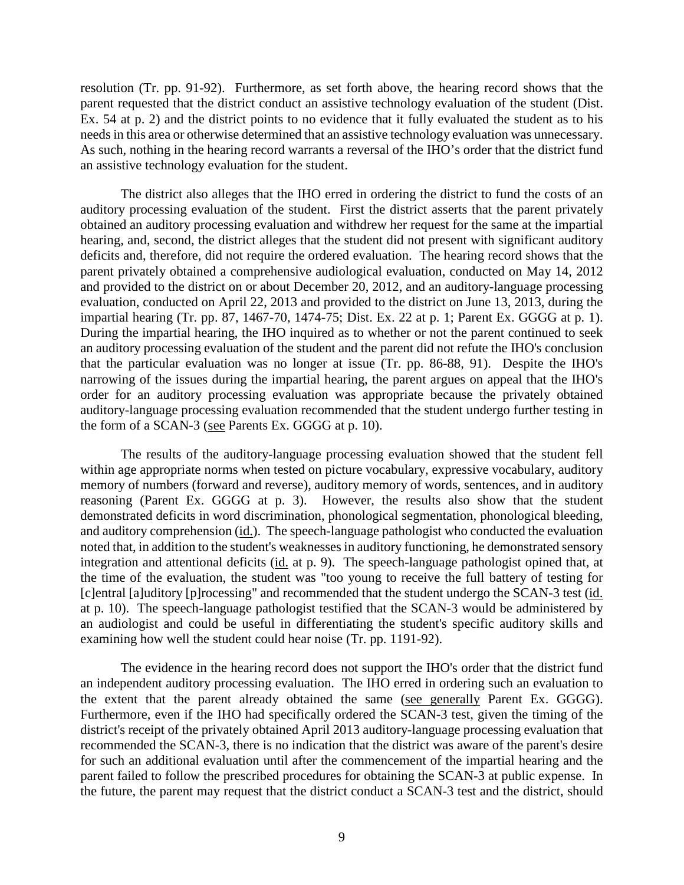resolution (Tr. pp. 91-92). Furthermore, as set forth above, the hearing record shows that the parent requested that the district conduct an assistive technology evaluation of the student (Dist. Ex. 54 at p. 2) and the district points to no evidence that it fully evaluated the student as to his needs in this area or otherwise determined that an assistive technology evaluation was unnecessary. As such, nothing in the hearing record warrants a reversal of the IHO's order that the district fund an assistive technology evaluation for the student.

The district also alleges that the IHO erred in ordering the district to fund the costs of an auditory processing evaluation of the student. First the district asserts that the parent privately obtained an auditory processing evaluation and withdrew her request for the same at the impartial hearing, and, second, the district alleges that the student did not present with significant auditory deficits and, therefore, did not require the ordered evaluation. The hearing record shows that the parent privately obtained a comprehensive audiological evaluation, conducted on May 14, 2012 and provided to the district on or about December 20, 2012, and an auditory-language processing evaluation, conducted on April 22, 2013 and provided to the district on June 13, 2013, during the impartial hearing (Tr. pp. 87, 1467-70, 1474-75; Dist. Ex. 22 at p. 1; Parent Ex. GGGG at p. 1). During the impartial hearing, the IHO inquired as to whether or not the parent continued to seek an auditory processing evaluation of the student and the parent did not refute the IHO's conclusion that the particular evaluation was no longer at issue (Tr. pp. 86-88, 91). Despite the IHO's narrowing of the issues during the impartial hearing, the parent argues on appeal that the IHO's order for an auditory processing evaluation was appropriate because the privately obtained auditory-language processing evaluation recommended that the student undergo further testing in the form of a SCAN-3 (see Parents Ex. GGGG at p. 10).

The results of the auditory-language processing evaluation showed that the student fell within age appropriate norms when tested on picture vocabulary, expressive vocabulary, auditory memory of numbers (forward and reverse), auditory memory of words, sentences, and in auditory reasoning (Parent Ex. GGGG at p. 3). However, the results also show that the student demonstrated deficits in word discrimination, phonological segmentation, phonological bleeding, and auditory comprehension (id.). The speech-language pathologist who conducted the evaluation noted that, in addition to the student's weaknesses in auditory functioning, he demonstrated sensory integration and attentional deficits (id. at p. 9). The speech-language pathologist opined that, at the time of the evaluation, the student was "too young to receive the full battery of testing for [c]entral [a]uditory [p]rocessing" and recommended that the student undergo the SCAN-3 test (id. at p. 10). The speech-language pathologist testified that the SCAN-3 would be administered by an audiologist and could be useful in differentiating the student's specific auditory skills and examining how well the student could hear noise (Tr. pp. 1191-92).

The evidence in the hearing record does not support the IHO's order that the district fund an independent auditory processing evaluation. The IHO erred in ordering such an evaluation to the extent that the parent already obtained the same (see generally Parent Ex. GGGG). Furthermore, even if the IHO had specifically ordered the SCAN-3 test, given the timing of the district's receipt of the privately obtained April 2013 auditory-language processing evaluation that recommended the SCAN-3, there is no indication that the district was aware of the parent's desire for such an additional evaluation until after the commencement of the impartial hearing and the parent failed to follow the prescribed procedures for obtaining the SCAN-3 at public expense. In the future, the parent may request that the district conduct a SCAN-3 test and the district, should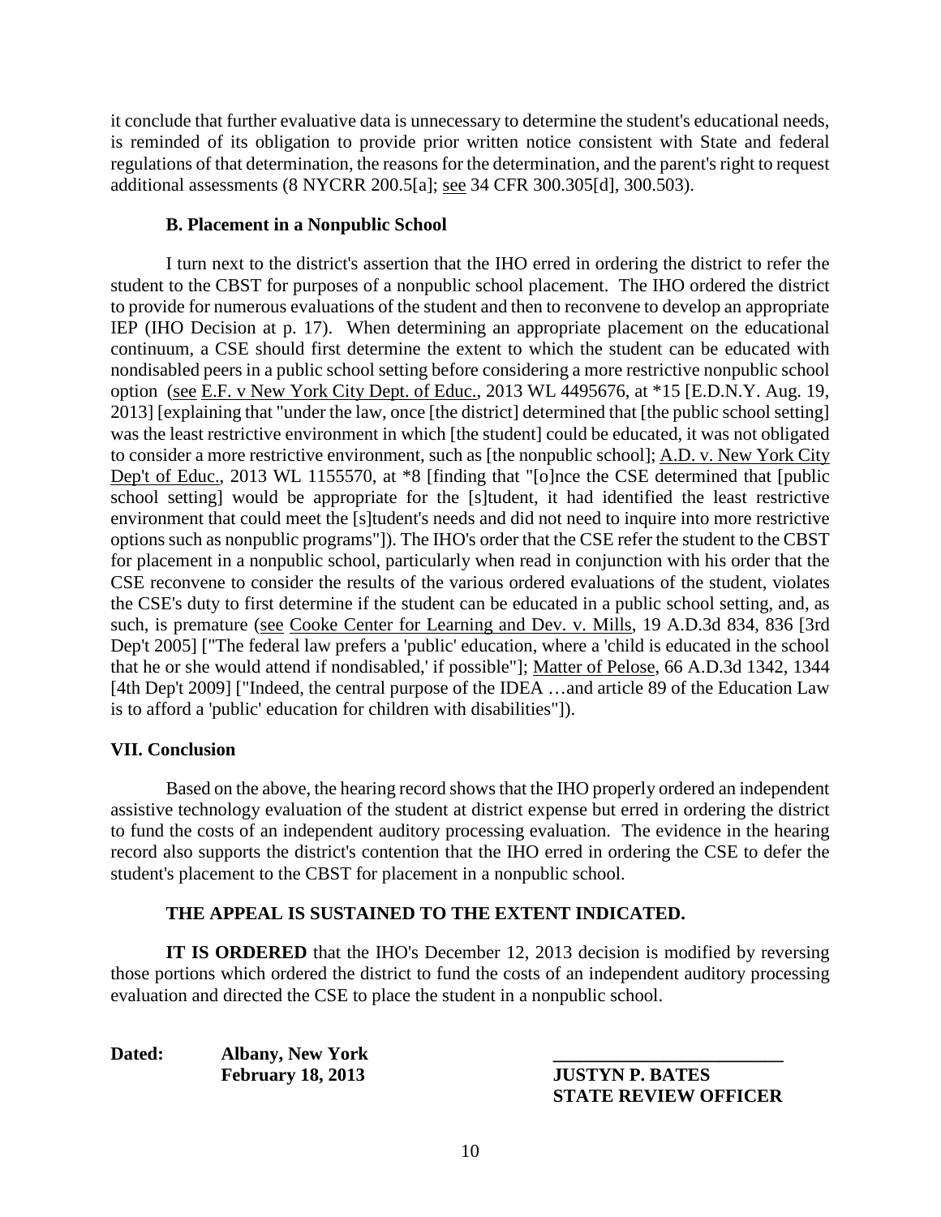it conclude that further evaluative data is unnecessary to determine the student's educational needs, is reminded of its obligation to provide prior written notice consistent with State and federal regulations of that determination, the reasons for the determination, and the parent's right to request additional assessments (8 NYCRR 200.5[a]; see 34 CFR 300.305[d], 300.503).

### B. Placement in a Nonpublic School

I turn next to the district's assertion that the IHO erred in ordering the district to refer the student to the CBST for purposes of a nonpublic school placement. The IHO ordered the district to provide for numerous evaluations of the student and then to reconvene to develop an appropriate IEP (IHO Decision at p. 17). When determining an appropriate placement on the educational continuum, a CSE should first determine the extent to which the student can be educated with nondisabled peers in a public school setting before considering a more restrictive nonpublic school option (see E.F. v New York City Dept. of Educ., 2013 WL 4495676, at *15 [E.D.N.Y. Aug. 19, 2013] [explaining that "under the law, once [the district] determined that [the public school setting] was the least restrictive environment in which [the student] could be educated, it was not obligated to consider a more restrictive environment, such as [the nonpublic school]; A.D. v. New York City Dep't of Educ., 2013 WL 1155570, at *8 [finding that "[o]nce the CSE determined that [public school setting] would be appropriate for the [s]tudent, it had identified the least restrictive environment that could meet the [s]tudent's needs and did not need to inquire into more restrictive options such as nonpublic programs"]). The IHO's order that the CSE refer the student to the CBST for placement in a nonpublic school, particularly when read in conjunction with his order that the CSE reconvene to consider the results of the various ordered evaluations of the student, violates the CSE's duty to first determine if the student can be educated in a public school setting, and, as such, is premature (see Cooke Center for Learning and Dev. v. Mills, 19 A.D.3d 834, 836 [3rd Dep't 2005] ["The federal law prefers a 'public' education, where a 'child is educated in the school that he or she would attend if nondisabled,' if possible"]; Matter of Pelose, 66 A.D.3d 1342, 1344 [4th Dep't 2009] ["Indeed, the central purpose of the IDEA …and article 89 of the Education Law is to afford a 'public' education for children with disabilities"]).

## VII. Conclusion

Based on the above, the hearing record shows that the IHO properly ordered an independent assistive technology evaluation of the student at district expense but erred in ordering the district to fund the costs of an independent auditory processing evaluation. The evidence in the hearing record also supports the district's contention that the IHO erred in ordering the CSE to defer the student's placement to the CBST for placement in a nonpublic school.

**THE APPEAL IS SUSTAINED TO THE EXTENT INDICATED.**

**IT IS ORDERED** that the IHO's December 12, 2013 decision is modified by reversing those portions which ordered the district to fund the costs of an independent auditory processing evaluation and directed the CSE to place the student in a nonpublic school.

**Dated:** **Albany, New York**
**February 18, 2013**

**JUSTYN P. BATES**
**STATE REVIEW OFFICER**